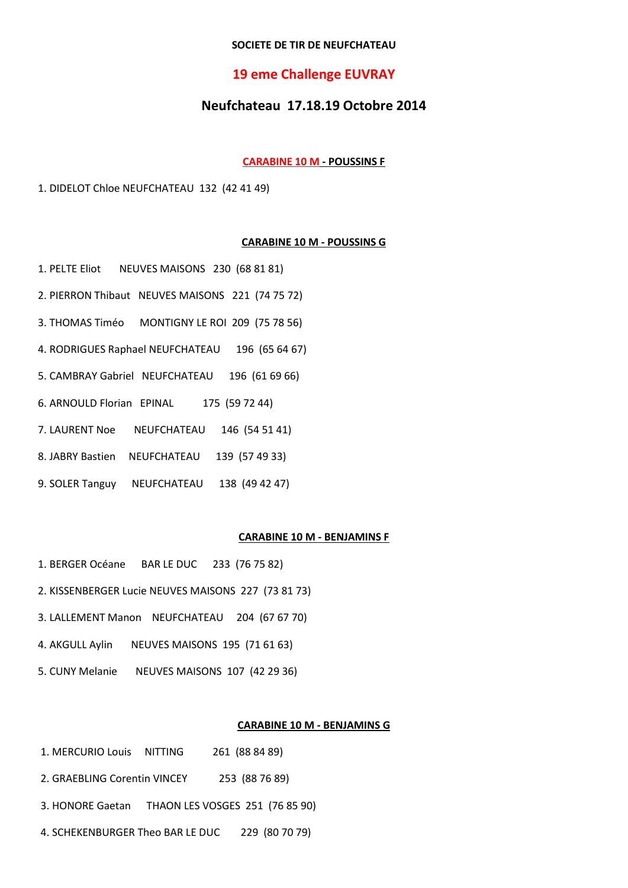**SOCIETE DE TIR DE NEUFCHATEAU**

# 19 eme Challenge EUVRAY

## Neufchateau 17.18.19 Octobre 2014

### CARABINE 10 M - POUSSINS F

1. DIDELOT Chloe NEUFCHATEAU 132 (42 41 49)

### CARABINE 10 M - POUSSINS G

1. PELTE Eliot NEUVES MAISONS 230 (68 81 81)
2. PIERRON Thibaut NEUVES MAISONS 221 (74 75 72)
3. THOMAS Timéo MONTIGNY LE ROI 209 (75 78 56)
4. RODRIGUES Raphael NEUFCHATEAU 196 (65 64 67)
5. CAMBRAY Gabriel NEUFCHATEAU 196 (61 69 66)
6. ARNOULD Florian EPINAL 175 (59 72 44)
7. LAURENT Noe NEUFCHATEAU 146 (54 51 41)
8. JABRY Bastien NEUFCHATEAU 139 (57 49 33)
9. SOLER Tanguy NEUFCHATEAU 138 (49 42 47)

### CARABINE 10 M - BENJAMINS F

1. BERGER Océane BAR LE DUC 233 (76 75 82)
2. KISSENBERGER Lucie NEUVES MAISONS 227 (73 81 73)
3. LALLEMENT Manon NEUFCHATEAU 204 (67 67 70)
4. AKGULL Aylin NEUVES MAISONS 195 (71 61 63)
5. CUNY Melanie NEUVES MAISONS 107 (42 29 36)

### CARABINE 10 M - BENJAMINS G

1. MERCURIO Louis NITTING 261 (88 84 89)
2. GRAEBLING Corentin VINCEY 253 (88 76 89)
3. HONORE Gaetan THAON LES VOSGES 251 (76 85 90)
4. SCHEKENBURGER Theo BAR LE DUC 229 (80 70 79)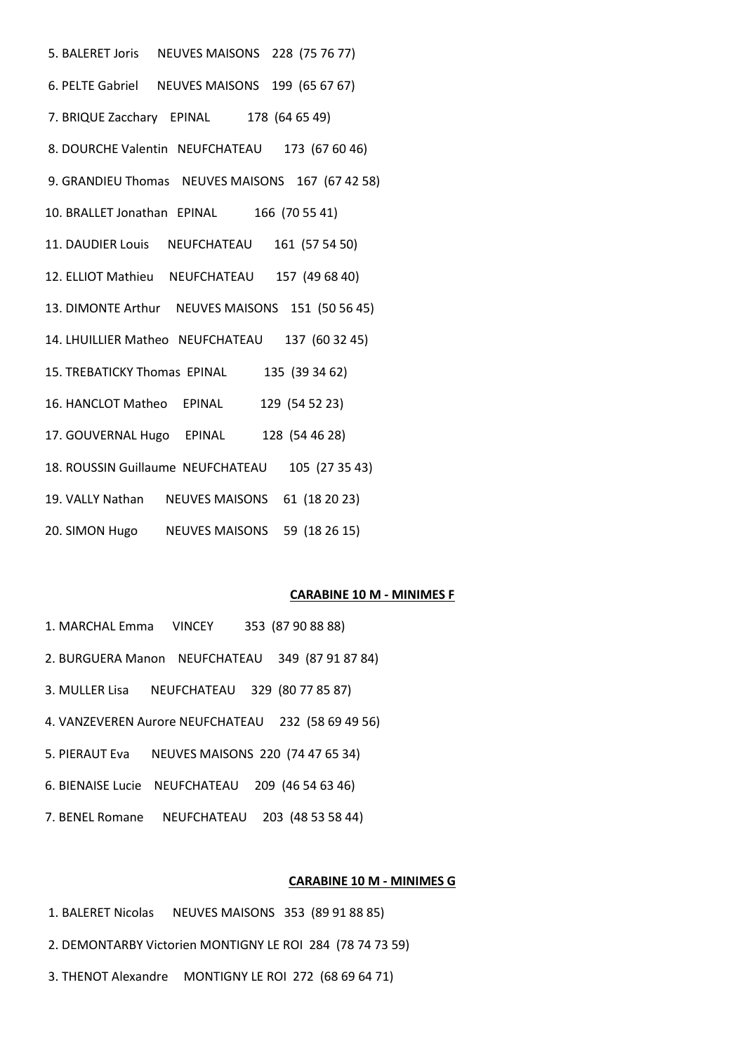5. BALERET Joris NEUVES MAISONS 228 (75 76 77)

6. PELTE Gabriel NEUVES MAISONS 199 (65 67 67)

7. BRIQUE Zacchary EPINAL 178 (64 65 49)

8. DOURCHE Valentin NEUFCHATEAU 173 (67 60 46)

9. GRANDIEU Thomas NEUVES MAISONS 167 (67 42 58)

10. BRALLET Jonathan EPINAL 166 (70 55 41)

11. DAUDIER Louis NEUFCHATEAU 161 (57 54 50)

12. ELLIOT Mathieu NEUFCHATEAU 157 (49 68 40)

13. DIMONTE Arthur NEUVES MAISONS 151 (50 56 45)

14. LHUILLIER Matheo NEUFCHATEAU 137 (60 32 45)

15. TREBATICKY Thomas EPINAL 135 (39 34 62)

16. HANCLOT Matheo EPINAL 129 (54 52 23)

17. GOUVERNAL Hugo EPINAL 128 (54 46 28)

18. ROUSSIN Guillaume NEUFCHATEAU 105 (27 35 43)

19. VALLY Nathan NEUVES MAISONS 61 (18 20 23)

20. SIMON Hugo NEUVES MAISONS 59 (18 26 15)

**CARABINE 10 M - MINIMES F**

1. MARCHAL Emma VINCEY 353 (87 90 88 88)

2. BURGUERA Manon NEUFCHATEAU 349 (87 91 87 84)

3. MULLER Lisa NEUFCHATEAU 329 (80 77 85 87)

4. VANZEVEREN Aurore NEUFCHATEAU 232 (58 69 49 56)

5. PIERAUT Eva NEUVES MAISONS 220 (74 47 65 34)

6. BIENAISE Lucie NEUFCHATEAU 209 (46 54 63 46)

7. BENEL Romane NEUFCHATEAU 203 (48 53 58 44)

**CARABINE 10 M - MINIMES G**

1. BALERET Nicolas NEUVES MAISONS 353 (89 91 88 85)

2. DEMONTARBY Victorien MONTIGNY LE ROI 284 (78 74 73 59)

3. THENOT Alexandre MONTIGNY LE ROI 272 (68 69 64 71)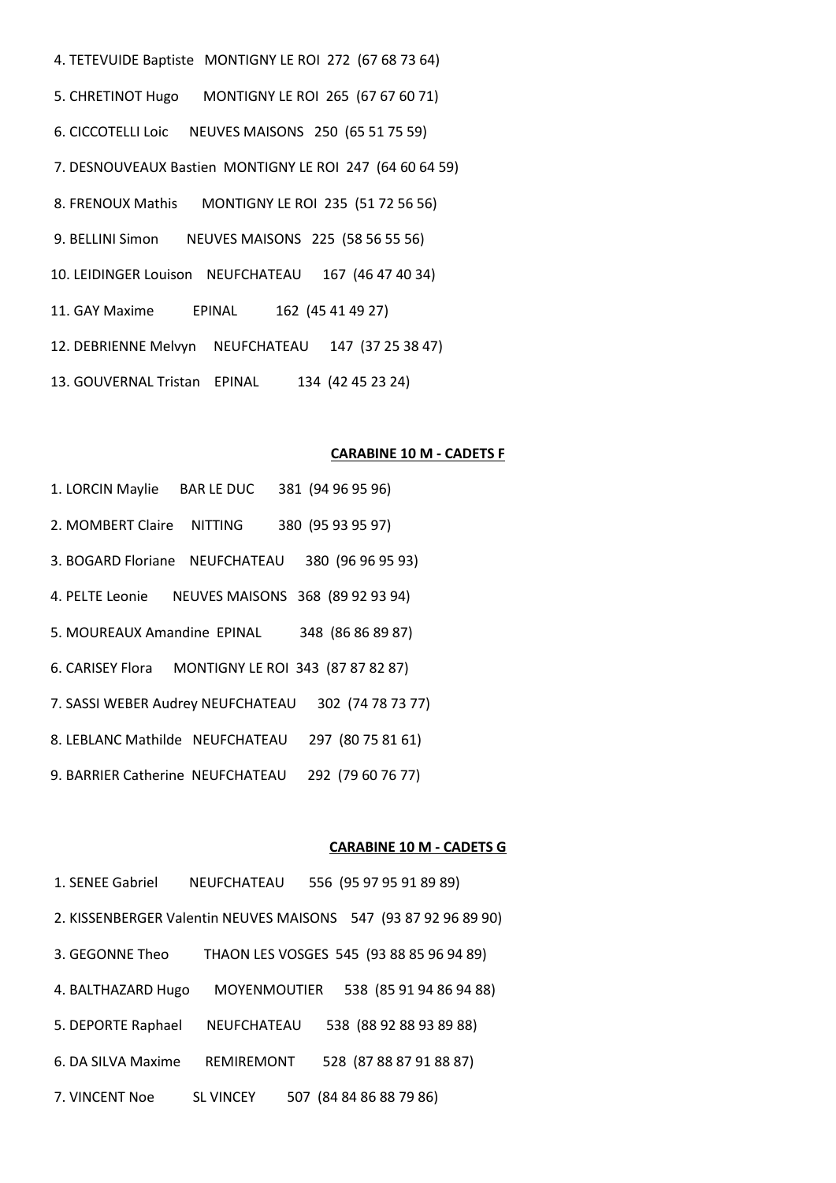4. TETEVUIDE Baptiste MONTIGNY LE ROI 272 (67 68 73 64)

5. CHRETINOT Hugo MONTIGNY LE ROI 265 (67 67 60 71)

6. CICCOTELLI Loic NEUVES MAISONS 250 (65 51 75 59)

7. DESNOUVEAUX Bastien MONTIGNY LE ROI 247 (64 60 64 59)

8. FRENOUX Mathis MONTIGNY LE ROI 235 (51 72 56 56)

9. BELLINI Simon NEUVES MAISONS 225 (58 56 55 56)

10. LEIDINGER Louison NEUFCHATEAU 167 (46 47 40 34)

11. GAY Maxime EPINAL 162 (45 41 49 27)

12. DEBRIENNE Melvyn NEUFCHATEAU 147 (37 25 38 47)

13. GOUVERNAL Tristan EPINAL 134 (42 45 23 24)

**CARABINE 10 M - CADETS F**

1. LORCIN Maylie BAR LE DUC 381 (94 96 95 96)

2. MOMBERT Claire NITTING 380 (95 93 95 97)

3. BOGARD Floriane NEUFCHATEAU 380 (96 96 95 93)

4. PELTE Leonie NEUVES MAISONS 368 (89 92 93 94)

5. MOUREAUX Amandine EPINAL 348 (86 86 89 87)

6. CARISEY Flora MONTIGNY LE ROI 343 (87 87 82 87)

7. SASSI WEBER Audrey NEUFCHATEAU 302 (74 78 73 77)

8. LEBLANC Mathilde NEUFCHATEAU 297 (80 75 81 61)

9. BARRIER Catherine NEUFCHATEAU 292 (79 60 76 77)

**CARABINE 10 M - CADETS G**

1. SENEE Gabriel NEUFCHATEAU 556 (95 97 95 91 89 89)

2. KISSENBERGER Valentin NEUVES MAISONS 547 (93 87 92 96 89 90)

3. GEGONNE Theo THAON LES VOSGES 545 (93 88 85 96 94 89)

4. BALTHAZARD Hugo MOYENMOUTIER 538 (85 91 94 86 94 88)

5. DEPORTE Raphael NEUFCHATEAU 538 (88 92 88 93 89 88)

6. DA SILVA Maxime REMIREMONT 528 (87 88 87 91 88 87)

7. VINCENT Noe SL VINCEY 507 (84 84 86 88 79 86)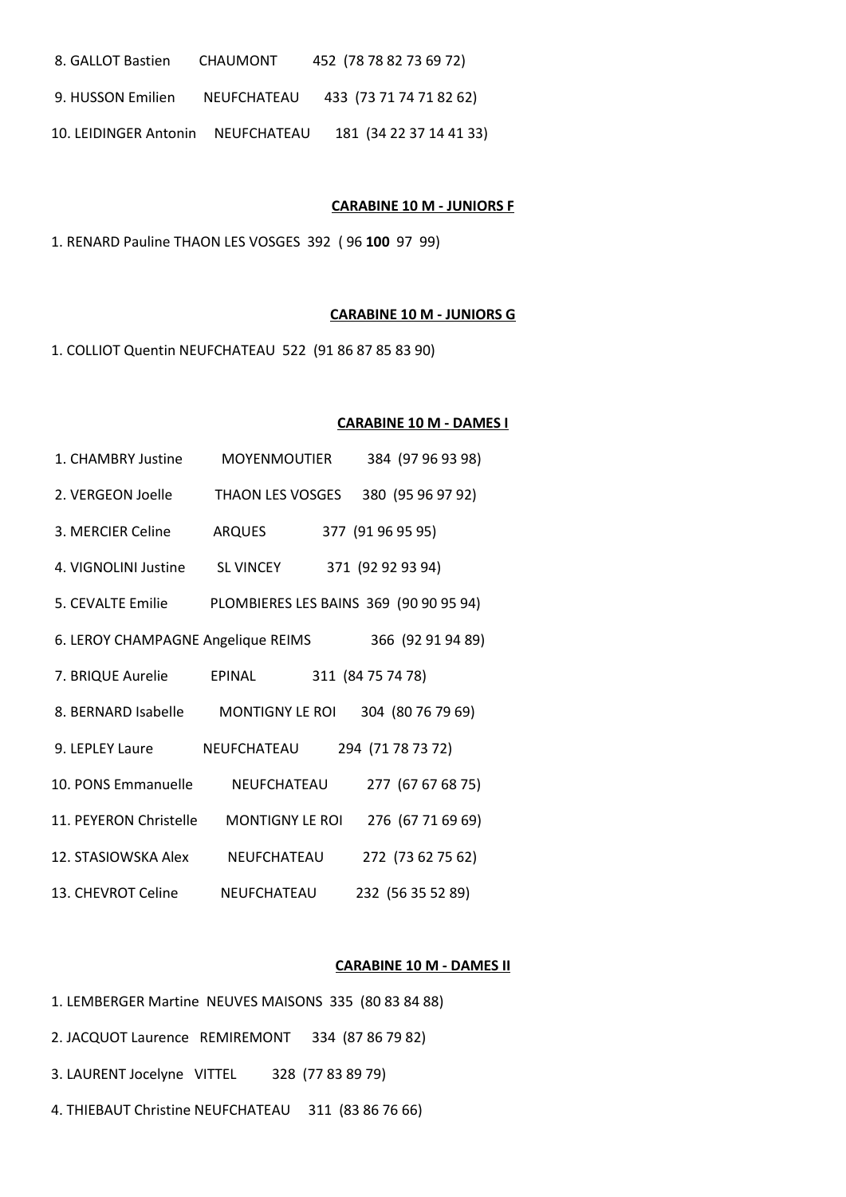8. GALLOT Bastien CHAUMONT 452 (78 78 82 73 69 72)

9. HUSSON Emilien NEUFCHATEAU 433 (73 71 74 71 82 62)

10. LEIDINGER Antonin NEUFCHATEAU 181 (34 22 37 14 41 33)

**CARABINE 10 M - JUNIORS F**

1. RENARD Pauline THAON LES VOSGES 392 ( 96 **100** 97 99)

**CARABINE 10 M - JUNIORS G**

1. COLLIOT Quentin NEUFCHATEAU 522 (91 86 87 85 83 90)

**CARABINE 10 M - DAMES I**

1. CHAMBRY Justine MOYENMOUTIER 384 (97 96 93 98)
2. VERGEON Joelle THAON LES VOSGES 380 (95 96 97 92)
3. MERCIER Celine ARQUES 377 (91 96 95 95)
4. VIGNOLINI Justine SL VINCEY 371 (92 92 93 94)
5. CEVALTE Emilie PLOMBIERES LES BAINS 369 (90 90 95 94)
6. LEROY CHAMPAGNE Angelique REIMS 366 (92 91 94 89)
7. BRIQUE Aurelie EPINAL 311 (84 75 74 78)
8. BERNARD Isabelle MONTIGNY LE ROI 304 (80 76 79 69)
9. LEPLEY Laure NEUFCHATEAU 294 (71 78 73 72)
10. PONS Emmanuelle NEUFCHATEAU 277 (67 67 68 75)
11. PEYERON Christelle MONTIGNY LE ROI 276 (67 71 69 69)
12. STASIOWSKA Alex NEUFCHATEAU 272 (73 62 75 62)
13. CHEVROT Celine NEUFCHATEAU 232 (56 35 52 89)

**CARABINE 10 M - DAMES II**

1. LEMBERGER Martine NEUVES MAISONS 335 (80 83 84 88)
2. JACQUOT Laurence REMIREMONT 334 (87 86 79 82)
3. LAURENT Jocelyne VITTEL 328 (77 83 89 79)
4. THIEBAUT Christine NEUFCHATEAU 311 (83 86 76 66)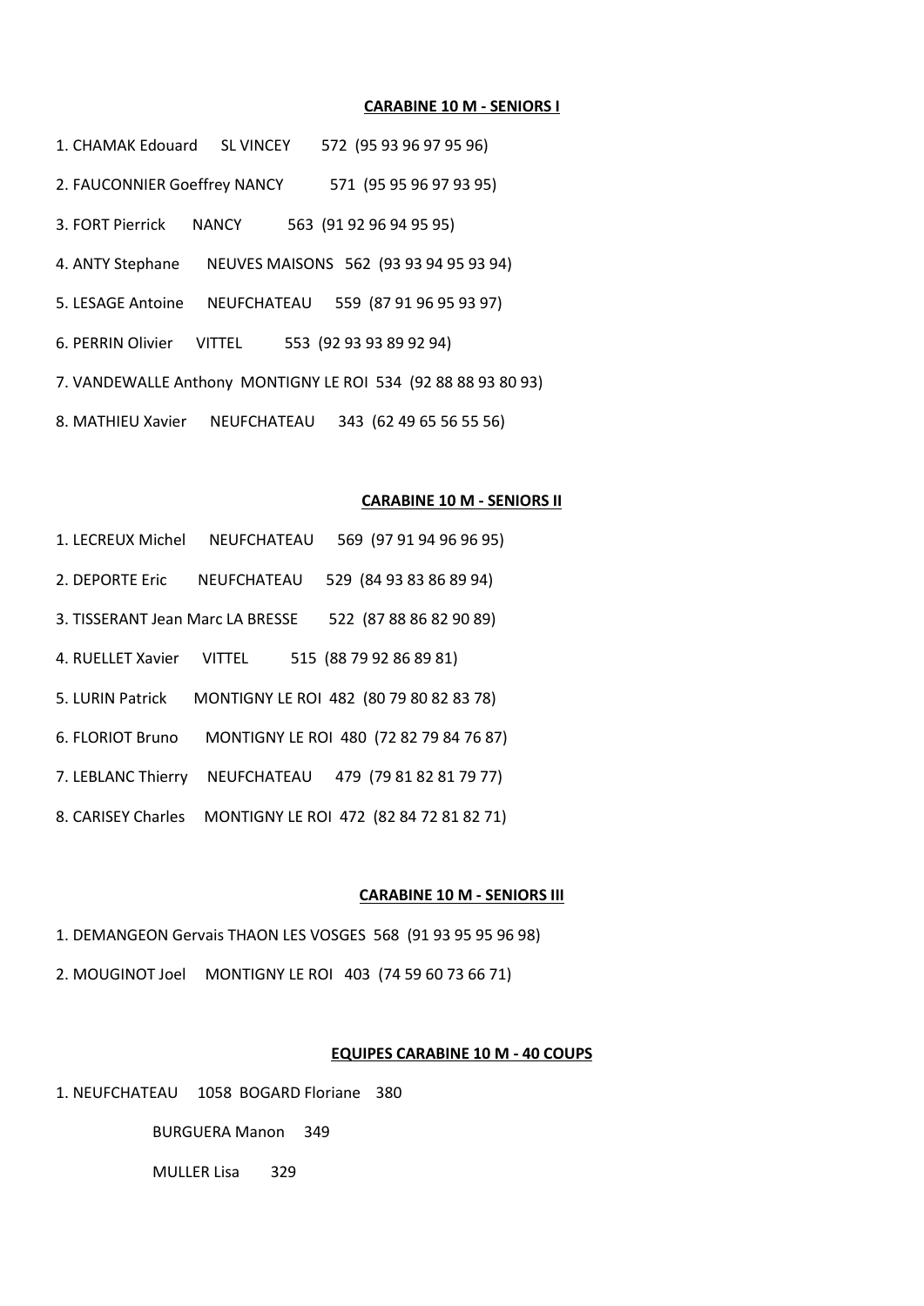**CARABINE 10 M - SENIORS I**

1. CHAMAK Edouard SL VINCEY 572 (95 93 96 97 95 96)
2. FAUCONNIER Goeffrey NANCY 571 (95 95 96 97 93 95)
3. FORT Pierrick NANCY 563 (91 92 96 94 95 95)
4. ANTY Stephane NEUVES MAISONS 562 (93 93 94 95 93 94)
5. LESAGE Antoine NEUFCHATEAU 559 (87 91 96 95 93 97)
6. PERRIN Olivier VITTEL 553 (92 93 93 89 92 94)
7. VANDEWALLE Anthony MONTIGNY LE ROI 534 (92 88 88 93 80 93)
8. MATHIEU Xavier NEUFCHATEAU 343 (62 49 65 56 55 56)

**CARABINE 10 M - SENIORS II**

1. LECREUX Michel NEUFCHATEAU 569 (97 91 94 96 96 95)
2. DEPORTE Eric NEUFCHATEAU 529 (84 93 83 86 89 94)
3. TISSERANT Jean Marc LA BRESSE 522 (87 88 86 82 90 89)
4. RUELLET Xavier VITTEL 515 (88 79 92 86 89 81)
5. LURIN Patrick MONTIGNY LE ROI 482 (80 79 80 82 83 78)
6. FLORIOT Bruno MONTIGNY LE ROI 480 (72 82 79 84 76 87)
7. LEBLANC Thierry NEUFCHATEAU 479 (79 81 82 81 79 77)
8. CARISEY Charles MONTIGNY LE ROI 472 (82 84 72 81 82 71)

**CARABINE 10 M - SENIORS III**

1. DEMANGEON Gervais THAON LES VOSGES 568 (91 93 95 95 96 98)
2. MOUGINOT Joel MONTIGNY LE ROI 403 (74 59 60 73 66 71)

**EQUIPES CARABINE 10 M - 40 COUPS**

1. NEUFCHATEAU 1058 BOGARD Floriane 380

   BURGUERA Manon 349

   MULLER Lisa 329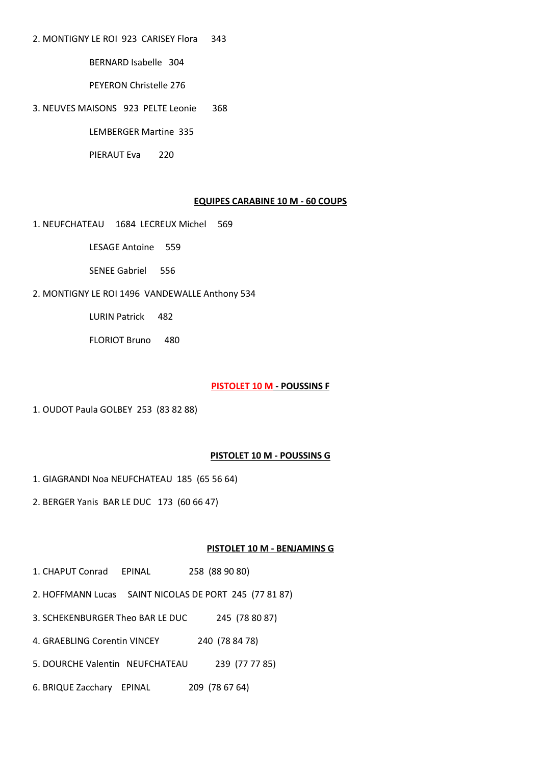2. MONTIGNY LE ROI 923 CARISEY Flora 343

BERNARD Isabelle 304

PEYERON Christelle 276

3. NEUVES MAISONS 923 PELTE Leonie 368

LEMBERGER Martine 335

PIERAUT Eva 220

**EQUIPES CARABINE 10 M - 60 COUPS**

1. NEUFCHATEAU 1684 LECREUX Michel 569

LESAGE Antoine 559

SENEE Gabriel 556

2. MONTIGNY LE ROI 1496 VANDEWALLE Anthony 534

LURIN Patrick 482

FLORIOT Bruno 480

**PISTOLET 10 M - POUSSINS F**

1. OUDOT Paula GOLBEY 253 (83 82 88)

**PISTOLET 10 M - POUSSINS G**

1. GIAGRANDI Noa NEUFCHATEAU 185 (65 56 64)
2. BERGER Yanis BAR LE DUC 173 (60 66 47)

**PISTOLET 10 M - BENJAMINS G**

1. CHAPUT Conrad EPINAL 258 (88 90 80)
2. HOFFMANN Lucas SAINT NICOLAS DE PORT 245 (77 81 87)
3. SCHEKENBURGER Theo BAR LE DUC 245 (78 80 87)
4. GRAEBLING Corentin VINCEY 240 (78 84 78)
5. DOURCHE Valentin NEUFCHATEAU 239 (77 77 85)
6. BRIQUE Zacchary EPINAL 209 (78 67 64)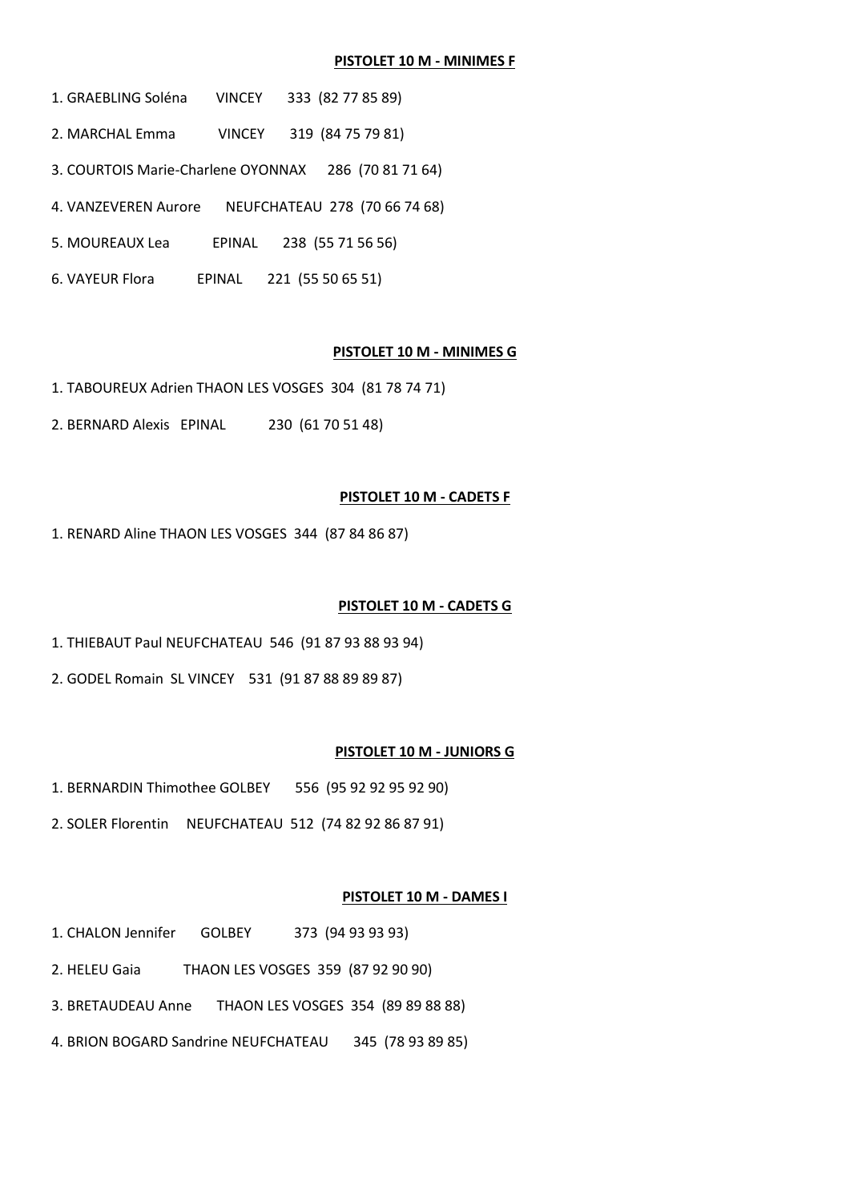**PISTOLET 10 M - MINIMES F**

1. GRAEBLING Soléna VINCEY 333 (82 77 85 89)
2. MARCHAL Emma VINCEY 319 (84 75 79 81)
3. COURTOIS Marie-Charlene OYONNAX 286 (70 81 71 64)
4. VANZEVEREN Aurore NEUFCHATEAU 278 (70 66 74 68)
5. MOUREAUX Lea EPINAL 238 (55 71 56 56)
6. VAYEUR Flora EPINAL 221 (55 50 65 51)

**PISTOLET 10 M - MINIMES G**

1. TABOUREUX Adrien THAON LES VOSGES 304 (81 78 74 71)
2. BERNARD Alexis EPINAL 230 (61 70 51 48)

**PISTOLET 10 M - CADETS F**

1. RENARD Aline THAON LES VOSGES 344 (87 84 86 87)

**PISTOLET 10 M - CADETS G**

1. THIEBAUT Paul NEUFCHATEAU 546 (91 87 93 88 93 94)
2. GODEL Romain SL VINCEY 531 (91 87 88 89 89 87)

**PISTOLET 10 M - JUNIORS G**

1. BERNARDIN Thimothee GOLBEY 556 (95 92 92 95 92 90)
2. SOLER Florentin NEUFCHATEAU 512 (74 82 92 86 87 91)

**PISTOLET 10 M - DAMES I**

1. CHALON Jennifer GOLBEY 373 (94 93 93 93)
2. HELEU Gaia THAON LES VOSGES 359 (87 92 90 90)
3. BRETAUDEAU Anne THAON LES VOSGES 354 (89 89 88 88)
4. BRION BOGARD Sandrine NEUFCHATEAU 345 (78 93 89 85)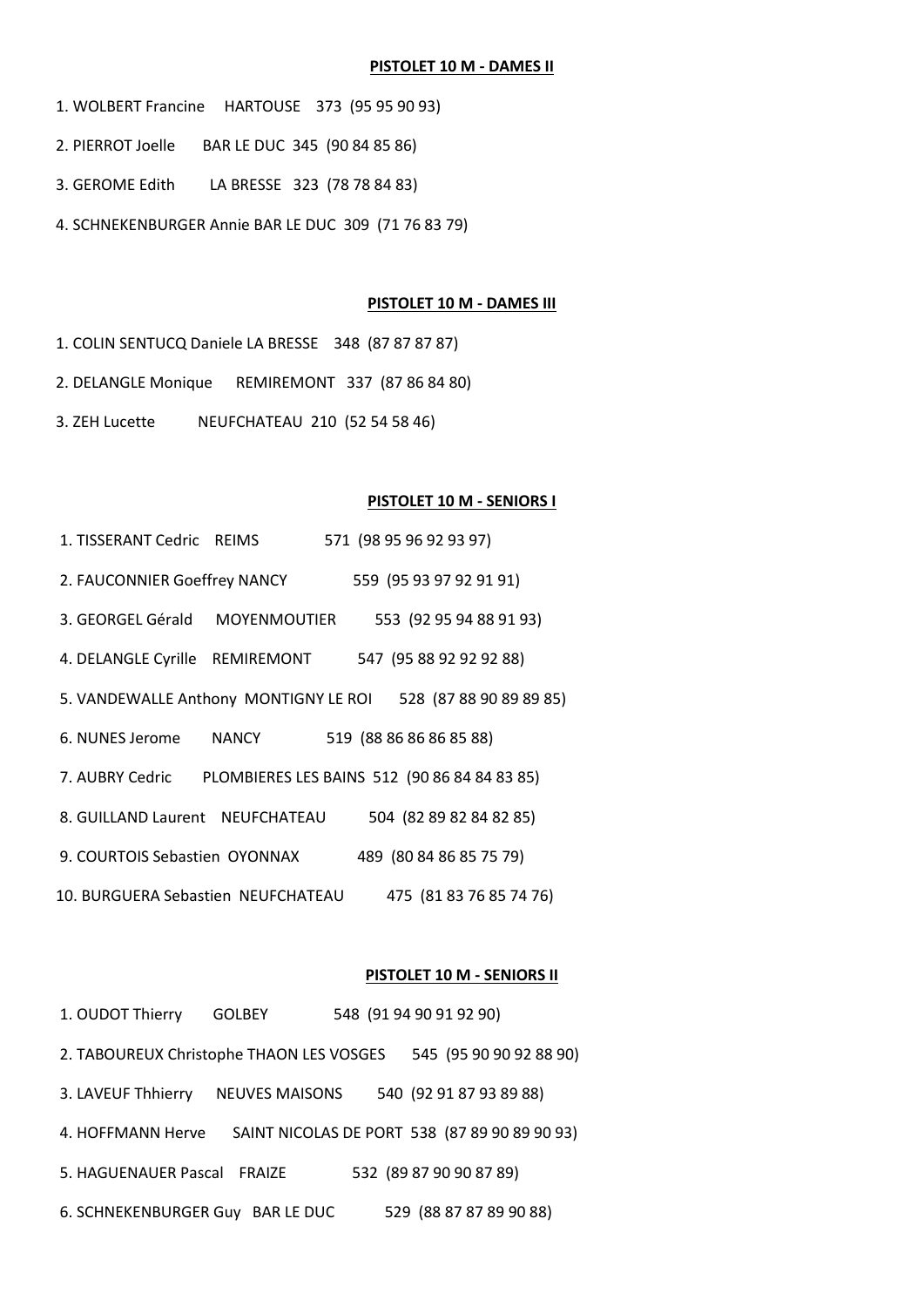**PISTOLET 10 M - DAMES II**

1. WOLBERT Francine HARTOUSE 373 (95 95 90 93)
2. PIERROT Joelle BAR LE DUC 345 (90 84 85 86)
3. GEROME Edith LA BRESSE 323 (78 78 84 83)
4. SCHNEKENBURGER Annie BAR LE DUC 309 (71 76 83 79)

**PISTOLET 10 M - DAMES III**

1. COLIN SENTUCQ Daniele LA BRESSE 348 (87 87 87 87)
2. DELANGLE Monique REMIREMONT 337 (87 86 84 80)
3. ZEH Lucette NEUFCHATEAU 210 (52 54 58 46)

**PISTOLET 10 M - SENIORS I**

1. TISSERANT Cedric REIMS 571 (98 95 96 92 93 97)
2. FAUCONNIER Goeffrey NANCY 559 (95 93 97 92 91 91)
3. GEORGEL Gérald MOYENMOUTIER 553 (92 95 94 88 91 93)
4. DELANGLE Cyrille REMIREMONT 547 (95 88 92 92 92 88)
5. VANDEWALLE Anthony MONTIGNY LE ROI 528 (87 88 90 89 89 85)
6. NUNES Jerome NANCY 519 (88 86 86 86 85 88)
7. AUBRY Cedric PLOMBIERES LES BAINS 512 (90 86 84 84 83 85)
8. GUILLAND Laurent NEUFCHATEAU 504 (82 89 82 84 82 85)
9. COURTOIS Sebastien OYONNAX 489 (80 84 86 85 75 79)
10. BURGUERA Sebastien NEUFCHATEAU 475 (81 83 76 85 74 76)

**PISTOLET 10 M - SENIORS II**

1. OUDOT Thierry GOLBEY 548 (91 94 90 91 92 90)
2. TABOUREUX Christophe THAON LES VOSGES 545 (95 90 90 92 88 90)
3. LAVEUF Thhierry NEUVES MAISONS 540 (92 91 87 93 89 88)
4. HOFFMANN Herve SAINT NICOLAS DE PORT 538 (87 89 90 89 90 93)
5. HAGUENAUER Pascal FRAIZE 532 (89 87 90 90 87 89)
6. SCHNEKENBURGER Guy BAR LE DUC 529 (88 87 87 89 90 88)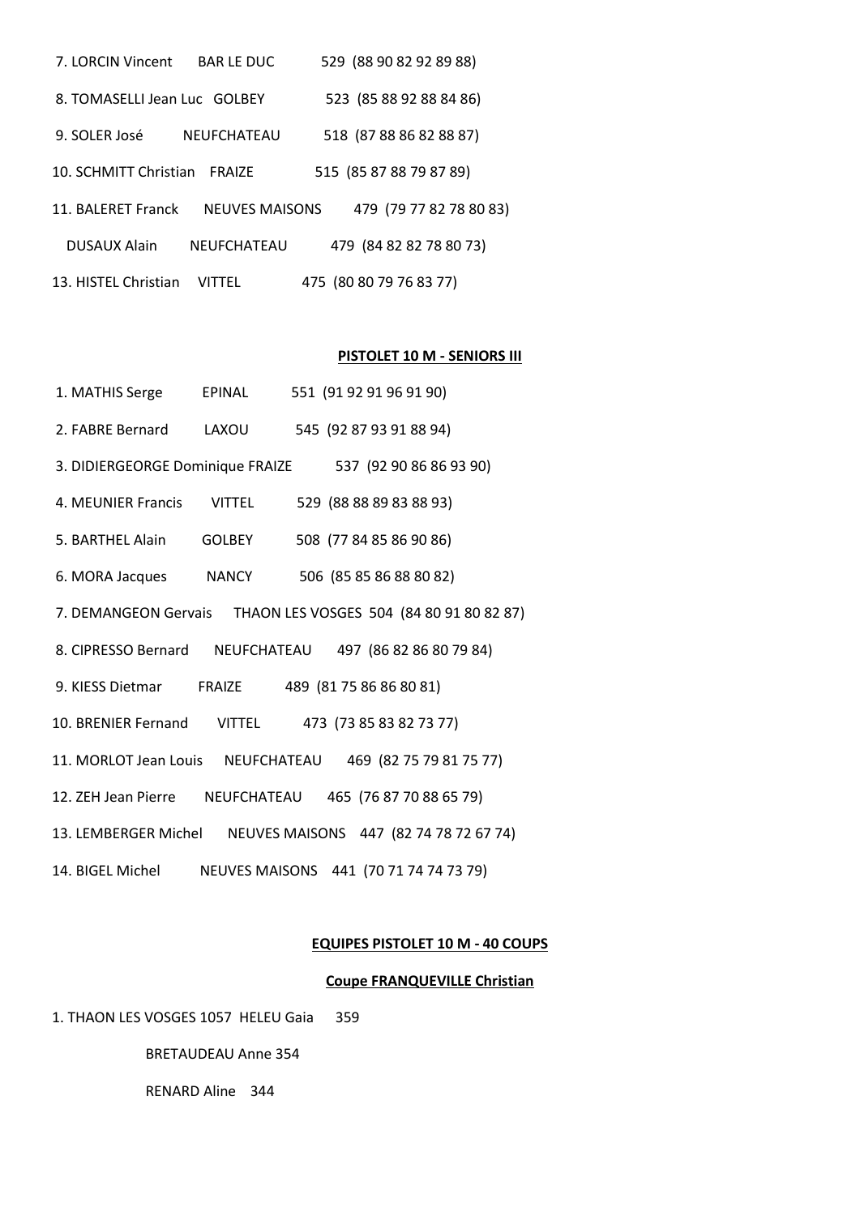7. LORCIN Vincent BAR LE DUC 529 (88 90 82 92 89 88)

8. TOMASELLI Jean Luc GOLBEY 523 (85 88 92 88 84 86)

9. SOLER José NEUFCHATEAU 518 (87 88 86 82 88 87)

10. SCHMITT Christian FRAIZE 515 (85 87 88 79 87 89)

11. BALERET Franck NEUVES MAISONS 479 (79 77 82 78 80 83)

DUSAUX Alain NEUFCHATEAU 479 (84 82 82 78 80 73)

13. HISTEL Christian VITTEL 475 (80 80 79 76 83 77)

**PISTOLET 10 M - SENIORS III**

1. MATHIS Serge EPINAL 551 (91 92 91 96 91 90)

2. FABRE Bernard LAXOU 545 (92 87 93 91 88 94)

3. DIDIERGEORGE Dominique FRAIZE 537 (92 90 86 86 93 90)

4. MEUNIER Francis VITTEL 529 (88 88 89 83 88 93)

5. BARTHEL Alain GOLBEY 508 (77 84 85 86 90 86)

6. MORA Jacques NANCY 506 (85 85 86 88 80 82)

7. DEMANGEON Gervais THAON LES VOSGES 504 (84 80 91 80 82 87)

8. CIPRESSO Bernard NEUFCHATEAU 497 (86 82 86 80 79 84)

9. KIESS Dietmar FRAIZE 489 (81 75 86 86 80 81)

10. BRENIER Fernand VITTEL 473 (73 85 83 82 73 77)

11. MORLOT Jean Louis NEUFCHATEAU 469 (82 75 79 81 75 77)

12. ZEH Jean Pierre NEUFCHATEAU 465 (76 87 70 88 65 79)

13. LEMBERGER Michel NEUVES MAISONS 447 (82 74 78 72 67 74)

14. BIGEL Michel NEUVES MAISONS 441 (70 71 74 74 73 79)

**EQUIPES PISTOLET 10 M - 40 COUPS**

**Coupe FRANQUEVILLE Christian**

1. THAON LES VOSGES 1057 HELEU Gaia 359

BRETAUDEAU Anne 354

RENARD Aline 344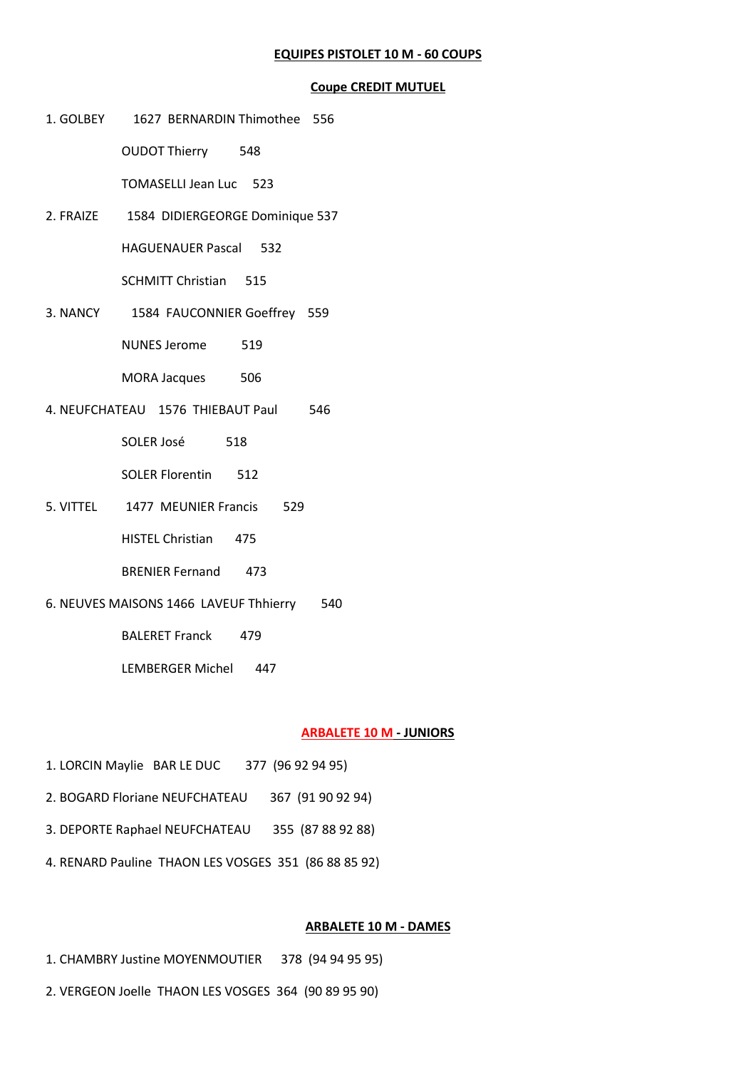## EQUIPES PISTOLET 10 M - 60 COUPS

## Coupe CREDIT MUTUEL

1. GOLBEY 1627 BERNARDIN Thimothee 556

   OUDOT Thierry 548

   TOMASELLI Jean Luc 523

2. FRAIZE 1584 DIDIERGEORGE Dominique 537

   HAGUENAUER Pascal 532

   SCHMITT Christian 515

3. NANCY 1584 FAUCONNIER Goeffrey 559

   NUNES Jerome 519

   MORA Jacques 506

4. NEUFCHATEAU 1576 THIEBAUT Paul 546

   SOLER José 518

   SOLER Florentin 512

5. VITTEL 1477 MEUNIER Francis 529

   HISTEL Christian 475

   BRENIER Fernand 473

6. NEUVES MAISONS 1466 LAVEUF Thhierry 540

   BALERET Franck 479

   LEMBERGER Michel 447

## ARBALETE 10 M - JUNIORS

1. LORCIN Maylie BAR LE DUC 377 (96 92 94 95)
2. BOGARD Floriane NEUFCHATEAU 367 (91 90 92 94)
3. DEPORTE Raphael NEUFCHATEAU 355 (87 88 92 88)
4. RENARD Pauline THAON LES VOSGES 351 (86 88 85 92)

## ARBALETE 10 M - DAMES

1. CHAMBRY Justine MOYENMOUTIER 378 (94 94 95 95)
2. VERGEON Joelle THAON LES VOSGES 364 (90 89 95 90)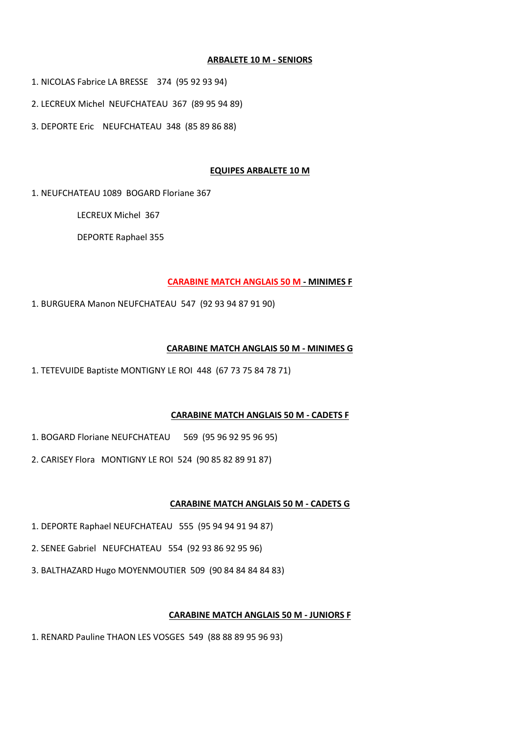**ARBALETE 10 M - SENIORS**

1. NICOLAS Fabrice LA BRESSE 374 (95 92 93 94)
2. LECREUX Michel NEUFCHATEAU 367 (89 95 94 89)
3. DEPORTE Eric NEUFCHATEAU 348 (85 89 86 88)

**EQUIPES ARBALETE 10 M**

1. NEUFCHATEAU 1089 BOGARD Floriane 367

   LECREUX Michel 367

   DEPORTE Raphael 355

**CARABINE MATCH ANGLAIS 50 M - MINIMES F**

1. BURGUERA Manon NEUFCHATEAU 547 (92 93 94 87 91 90)

**CARABINE MATCH ANGLAIS 50 M - MINIMES G**

1. TETEVUIDE Baptiste MONTIGNY LE ROI 448 (67 73 75 84 78 71)

**CARABINE MATCH ANGLAIS 50 M - CADETS F**

1. BOGARD Floriane NEUFCHATEAU 569 (95 96 92 95 96 95)
2. CARISEY Flora MONTIGNY LE ROI 524 (90 85 82 89 91 87)

**CARABINE MATCH ANGLAIS 50 M - CADETS G**

1. DEPORTE Raphael NEUFCHATEAU 555 (95 94 94 91 94 87)
2. SENEE Gabriel NEUFCHATEAU 554 (92 93 86 92 95 96)
3. BALTHAZARD Hugo MOYENMOUTIER 509 (90 84 84 84 84 83)

**CARABINE MATCH ANGLAIS 50 M - JUNIORS F**

1. RENARD Pauline THAON LES VOSGES 549 (88 88 89 95 96 93)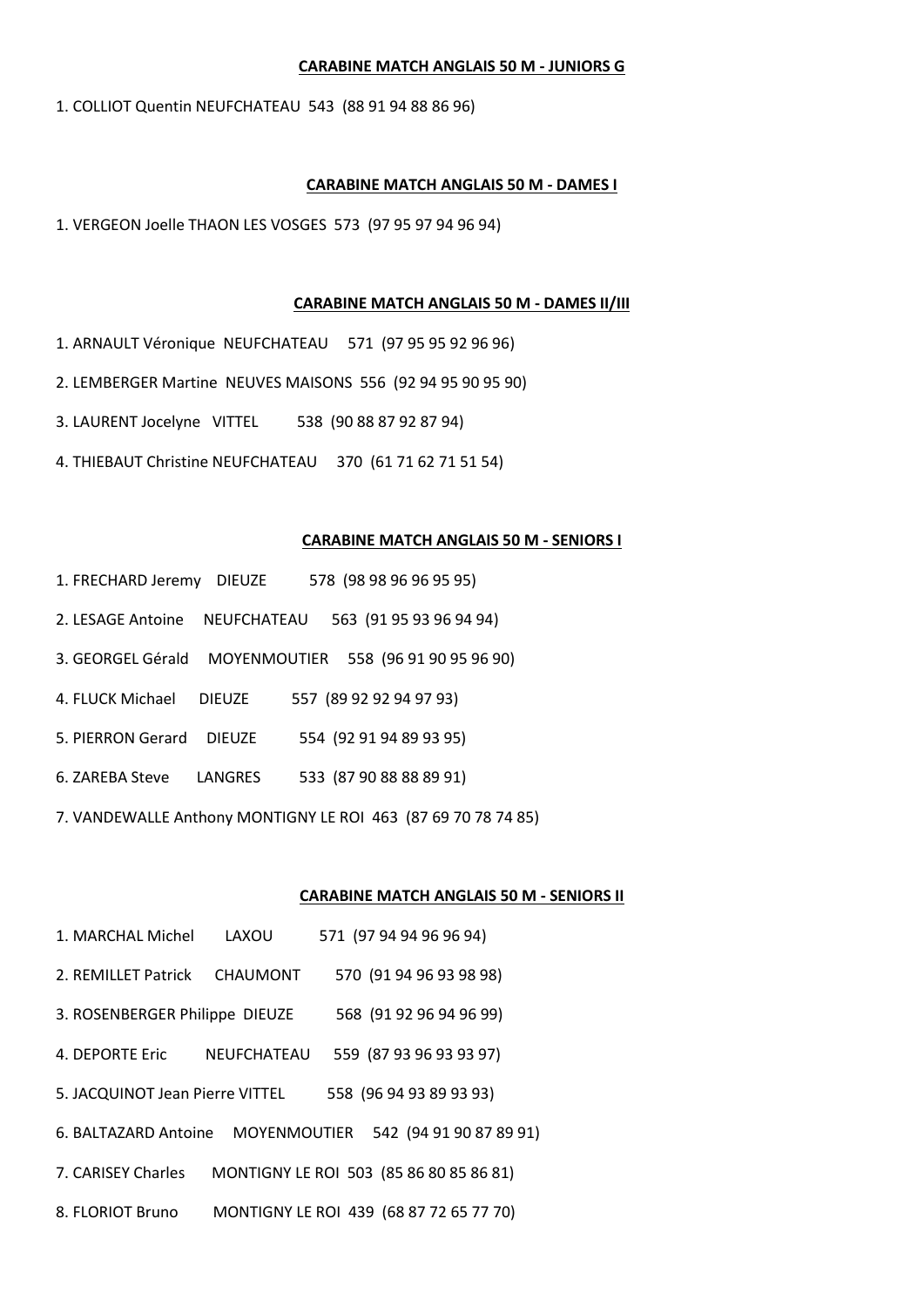**CARABINE MATCH ANGLAIS 50 M - JUNIORS G**

1. COLLIOT Quentin NEUFCHATEAU 543 (88 91 94 88 86 96)

**CARABINE MATCH ANGLAIS 50 M - DAMES I**

1. VERGEON Joelle THAON LES VOSGES 573 (97 95 97 94 96 94)

**CARABINE MATCH ANGLAIS 50 M - DAMES II/III**

1. ARNAULT Véronique NEUFCHATEAU 571 (97 95 95 92 96 96)
2. LEMBERGER Martine NEUVES MAISONS 556 (92 94 95 90 95 90)
3. LAURENT Jocelyne VITTEL 538 (90 88 87 92 87 94)
4. THIEBAUT Christine NEUFCHATEAU 370 (61 71 62 71 51 54)

**CARABINE MATCH ANGLAIS 50 M - SENIORS I**

1. FRECHARD Jeremy DIEUZE 578 (98 98 96 96 95 95)
2. LESAGE Antoine NEUFCHATEAU 563 (91 95 93 96 94 94)
3. GEORGEL Gérald MOYENMOUTIER 558 (96 91 90 95 96 90)
4. FLUCK Michael DIEUZE 557 (89 92 92 94 97 93)
5. PIERRON Gerard DIEUZE 554 (92 91 94 89 93 95)
6. ZAREBA Steve LANGRES 533 (87 90 88 88 89 91)
7. VANDEWALLE Anthony MONTIGNY LE ROI 463 (87 69 70 78 74 85)

**CARABINE MATCH ANGLAIS 50 M - SENIORS II**

1. MARCHAL Michel LAXOU 571 (97 94 94 96 96 94)
2. REMILLET Patrick CHAUMONT 570 (91 94 96 93 98 98)
3. ROSENBERGER Philippe DIEUZE 568 (91 92 96 94 96 99)
4. DEPORTE Eric NEUFCHATEAU 559 (87 93 96 93 93 97)
5. JACQUINOT Jean Pierre VITTEL 558 (96 94 93 89 93 93)
6. BALTAZARD Antoine MOYENMOUTIER 542 (94 91 90 87 89 91)
7. CARISEY Charles MONTIGNY LE ROI 503 (85 86 80 85 86 81)
8. FLORIOT Bruno MONTIGNY LE ROI 439 (68 87 72 65 77 70)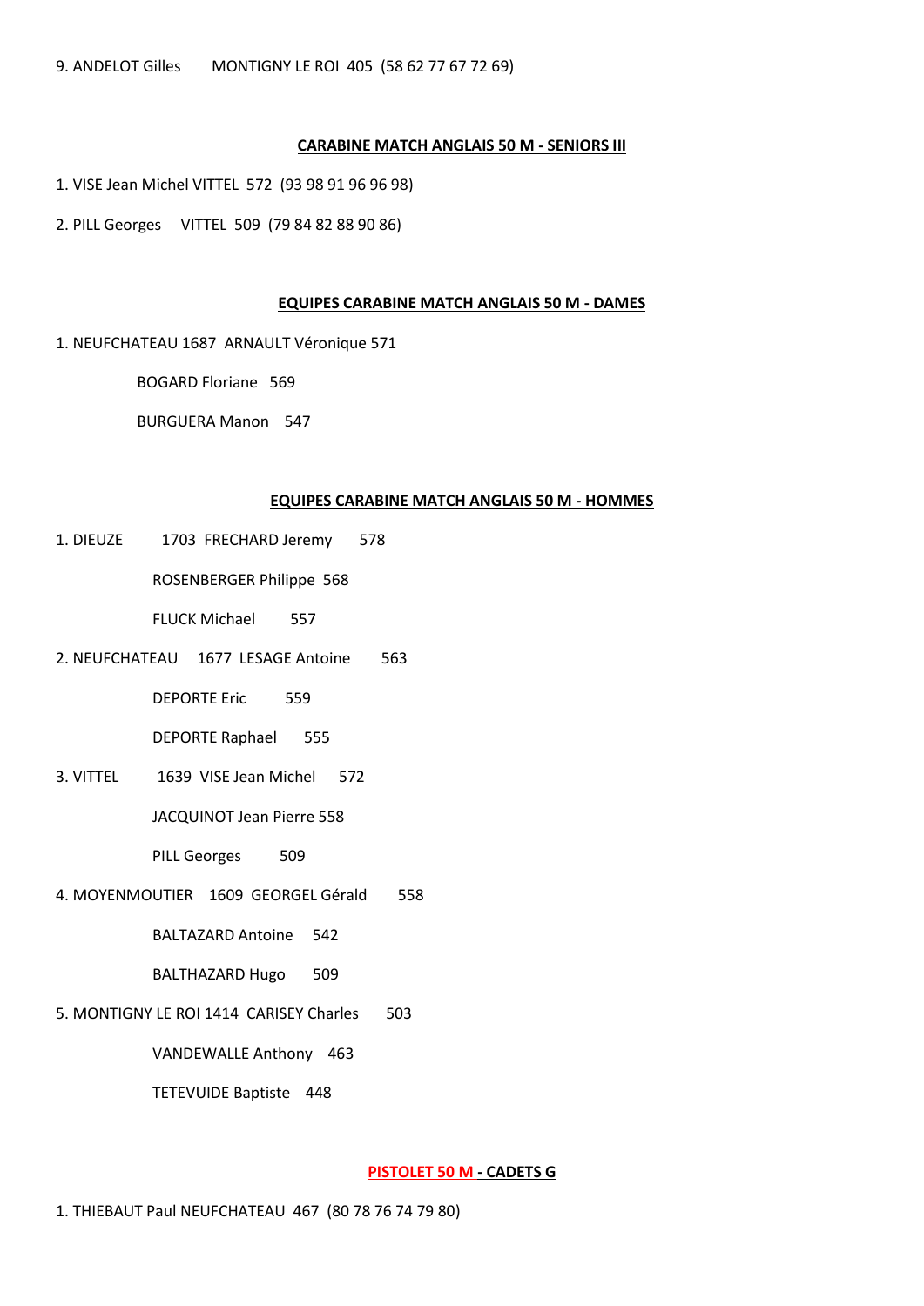9. ANDELOT Gilles MONTIGNY LE ROI 405 (58 62 77 67 72 69)

## CARABINE MATCH ANGLAIS 50 M - SENIORS III

1. VISE Jean Michel VITTEL 572 (93 98 91 96 96 98)

2. PILL Georges VITTEL 509 (79 84 82 88 90 86)

## EQUIPES CARABINE MATCH ANGLAIS 50 M - DAMES

1. NEUFCHATEAU 1687 ARNAULT Véronique 571

   BOGARD Floriane 569

   BURGUERA Manon 547

## EQUIPES CARABINE MATCH ANGLAIS 50 M - HOMMES

1. DIEUZE 1703 FRECHARD Jeremy 578

   ROSENBERGER Philippe 568

   FLUCK Michael 557

2. NEUFCHATEAU 1677 LESAGE Antoine 563

   DEPORTE Eric 559

   DEPORTE Raphael 555

3. VITTEL 1639 VISE Jean Michel 572

   JACQUINOT Jean Pierre 558

   PILL Georges 509

4. MOYENMOUTIER 1609 GEORGEL Gérald 558

   BALTAZARD Antoine 542

   BALTHAZARD Hugo 509

5. MONTIGNY LE ROI 1414 CARISEY Charles 503

   VANDEWALLE Anthony 463

   TETEVUIDE Baptiste 448

## PISTOLET 50 M - CADETS G

1. THIEBAUT Paul NEUFCHATEAU 467 (80 78 76 74 79 80)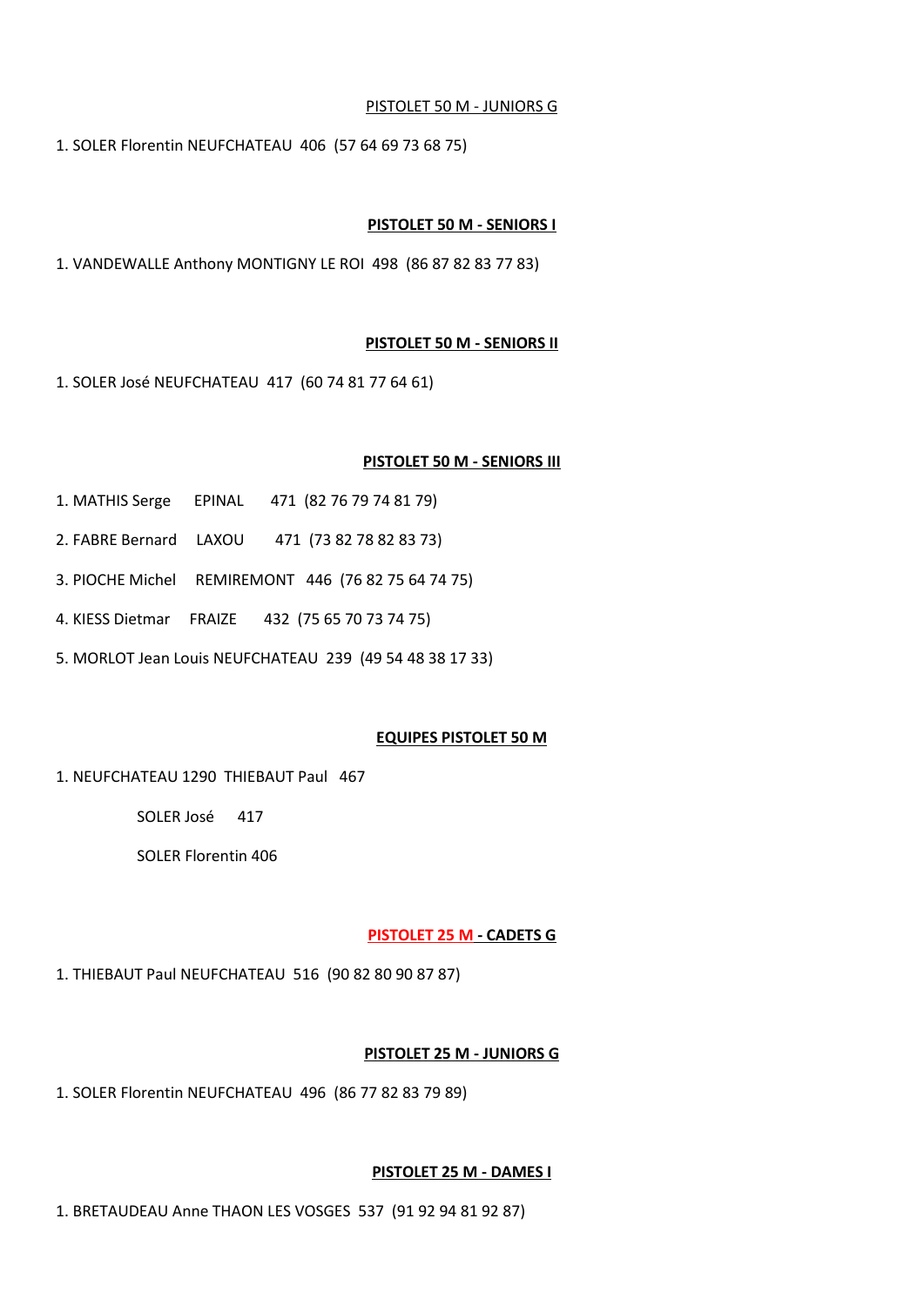PISTOLET 50 M - JUNIORS G

1. SOLER Florentin NEUFCHATEAU 406 (57 64 69 73 68 75)

**PISTOLET 50 M - SENIORS I**

1. VANDEWALLE Anthony MONTIGNY LE ROI 498 (86 87 82 83 77 83)

**PISTOLET 50 M - SENIORS II**

1. SOLER José NEUFCHATEAU 417 (60 74 81 77 64 61)

**PISTOLET 50 M - SENIORS III**

1. MATHIS Serge EPINAL 471 (82 76 79 74 81 79)
2. FABRE Bernard LAXOU 471 (73 82 78 82 83 73)
3. PIOCHE Michel REMIREMONT 446 (76 82 75 64 74 75)
4. KIESS Dietmar FRAIZE 432 (75 65 70 73 74 75)
5. MORLOT Jean Louis NEUFCHATEAU 239 (49 54 48 38 17 33)

**EQUIPES PISTOLET 50 M**

1. NEUFCHATEAU 1290 THIEBAUT Paul 467

   SOLER José 417

   SOLER Florentin 406

**PISTOLET 25 M - CADETS G**

1. THIEBAUT Paul NEUFCHATEAU 516 (90 82 80 90 87 87)

**PISTOLET 25 M - JUNIORS G**

1. SOLER Florentin NEUFCHATEAU 496 (86 77 82 83 79 89)

**PISTOLET 25 M - DAMES I**

1. BRETAUDEAU Anne THAON LES VOSGES 537 (91 92 94 81 92 87)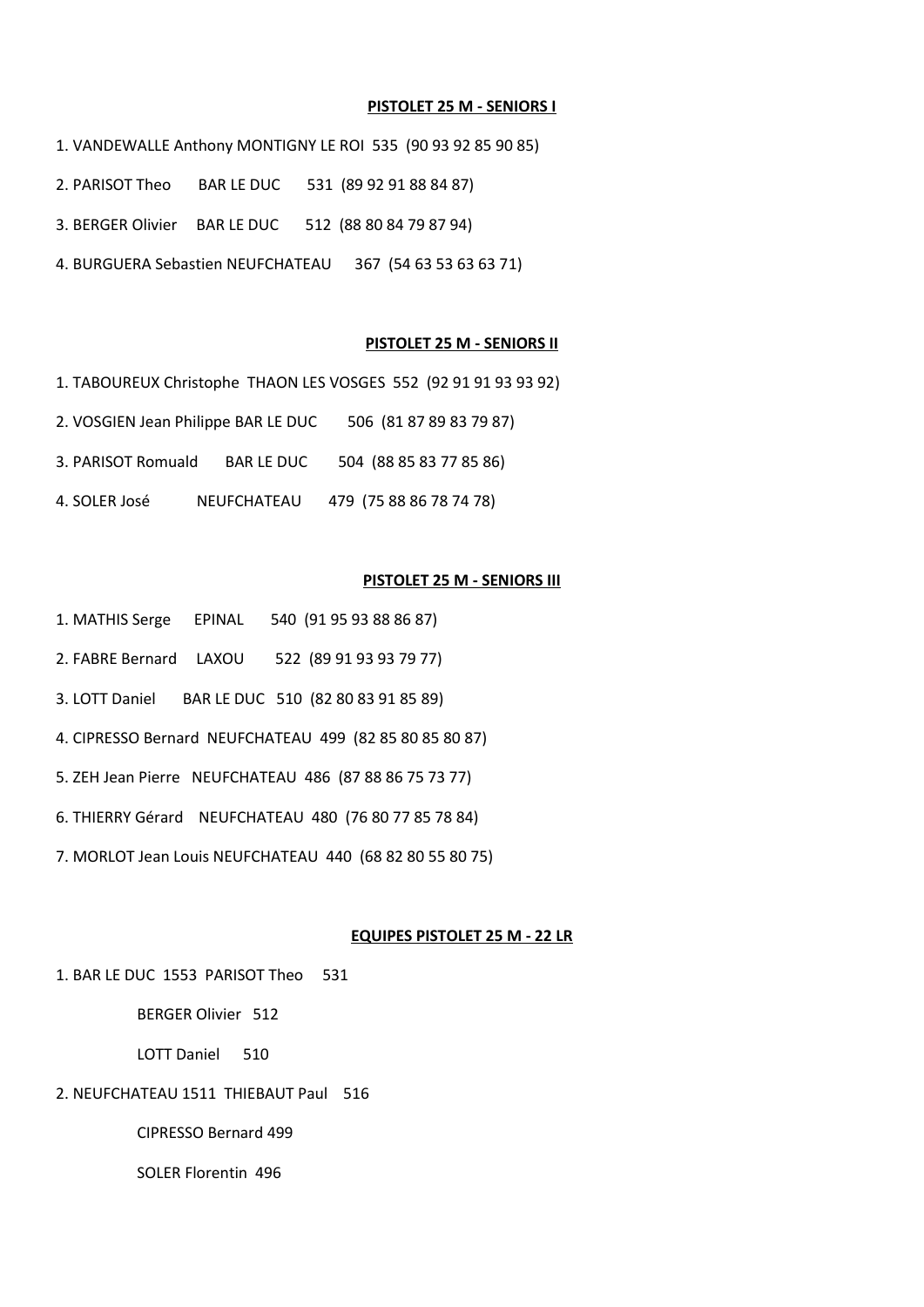**PISTOLET 25 M - SENIORS I**

1. VANDEWALLE Anthony MONTIGNY LE ROI 535 (90 93 92 85 90 85)
2. PARISOT Theo BAR LE DUC 531 (89 92 91 88 84 87)
3. BERGER Olivier BAR LE DUC 512 (88 80 84 79 87 94)
4. BURGUERA Sebastien NEUFCHATEAU 367 (54 63 53 63 63 71)

**PISTOLET 25 M - SENIORS II**

1. TABOUREUX Christophe THAON LES VOSGES 552 (92 91 91 93 93 92)
2. VOSGIEN Jean Philippe BAR LE DUC 506 (81 87 89 83 79 87)
3. PARISOT Romuald BAR LE DUC 504 (88 85 83 77 85 86)
4. SOLER José NEUFCHATEAU 479 (75 88 86 78 74 78)

**PISTOLET 25 M - SENIORS III**

1. MATHIS Serge EPINAL 540 (91 95 93 88 86 87)
2. FABRE Bernard LAXOU 522 (89 91 93 93 79 77)
3. LOTT Daniel BAR LE DUC 510 (82 80 83 91 85 89)
4. CIPRESSO Bernard NEUFCHATEAU 499 (82 85 80 85 80 87)
5. ZEH Jean Pierre NEUFCHATEAU 486 (87 88 86 75 73 77)
6. THIERRY Gérard NEUFCHATEAU 480 (76 80 77 85 78 84)
7. MORLOT Jean Louis NEUFCHATEAU 440 (68 82 80 55 80 75)

**EQUIPES PISTOLET 25 M - 22 LR**

1. BAR LE DUC 1553 PARISOT Theo 531

   BERGER Olivier 512

   LOTT Daniel 510

2. NEUFCHATEAU 1511 THIEBAUT Paul 516

   CIPRESSO Bernard 499

   SOLER Florentin 496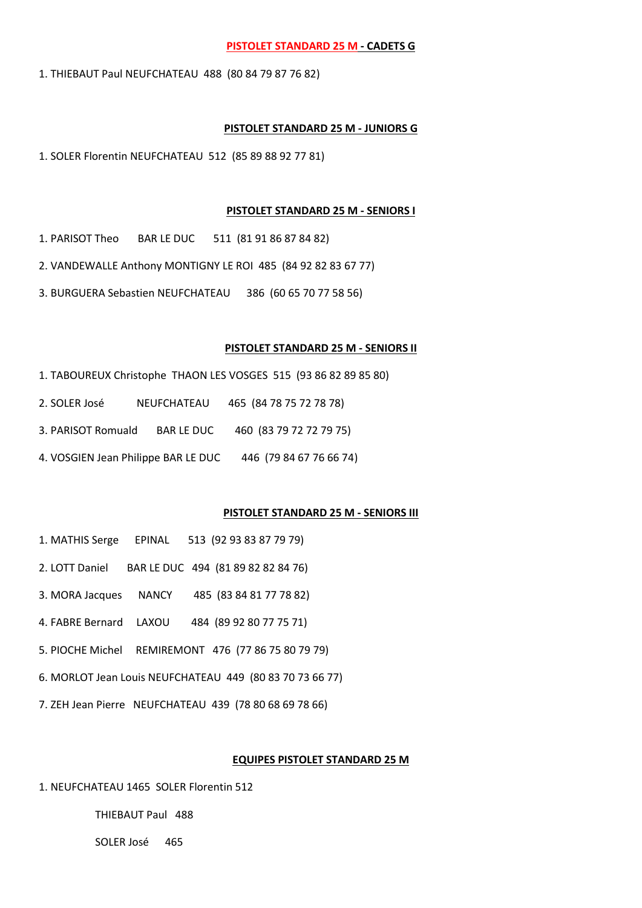## PISTOLET STANDARD 25 M - CADETS G

1. THIEBAUT Paul NEUFCHATEAU 488 (80 84 79 87 76 82)

## PISTOLET STANDARD 25 M - JUNIORS G

1. SOLER Florentin NEUFCHATEAU 512 (85 89 88 92 77 81)

## PISTOLET STANDARD 25 M - SENIORS I

1. PARISOT Theo BAR LE DUC 511 (81 91 86 87 84 82)
2. VANDEWALLE Anthony MONTIGNY LE ROI 485 (84 92 82 83 67 77)
3. BURGUERA Sebastien NEUFCHATEAU 386 (60 65 70 77 58 56)

## PISTOLET STANDARD 25 M - SENIORS II

1. TABOUREUX Christophe THAON LES VOSGES 515 (93 86 82 89 85 80)
2. SOLER José NEUFCHATEAU 465 (84 78 75 72 78 78)
3. PARISOT Romuald BAR LE DUC 460 (83 79 72 72 79 75)
4. VOSGIEN Jean Philippe BAR LE DUC 446 (79 84 67 76 66 74)

## PISTOLET STANDARD 25 M - SENIORS III

1. MATHIS Serge EPINAL 513 (92 93 83 87 79 79)
2. LOTT Daniel BAR LE DUC 494 (81 89 82 82 84 76)
3. MORA Jacques NANCY 485 (83 84 81 77 78 82)
4. FABRE Bernard LAXOU 484 (89 92 80 77 75 71)
5. PIOCHE Michel REMIREMONT 476 (77 86 75 80 79 79)
6. MORLOT Jean Louis NEUFCHATEAU 449 (80 83 70 73 66 77)
7. ZEH Jean Pierre NEUFCHATEAU 439 (78 80 68 69 78 66)

## EQUIPES PISTOLET STANDARD 25 M

1. NEUFCHATEAU 1465 SOLER Florentin 512

   THIEBAUT Paul 488

   SOLER José 465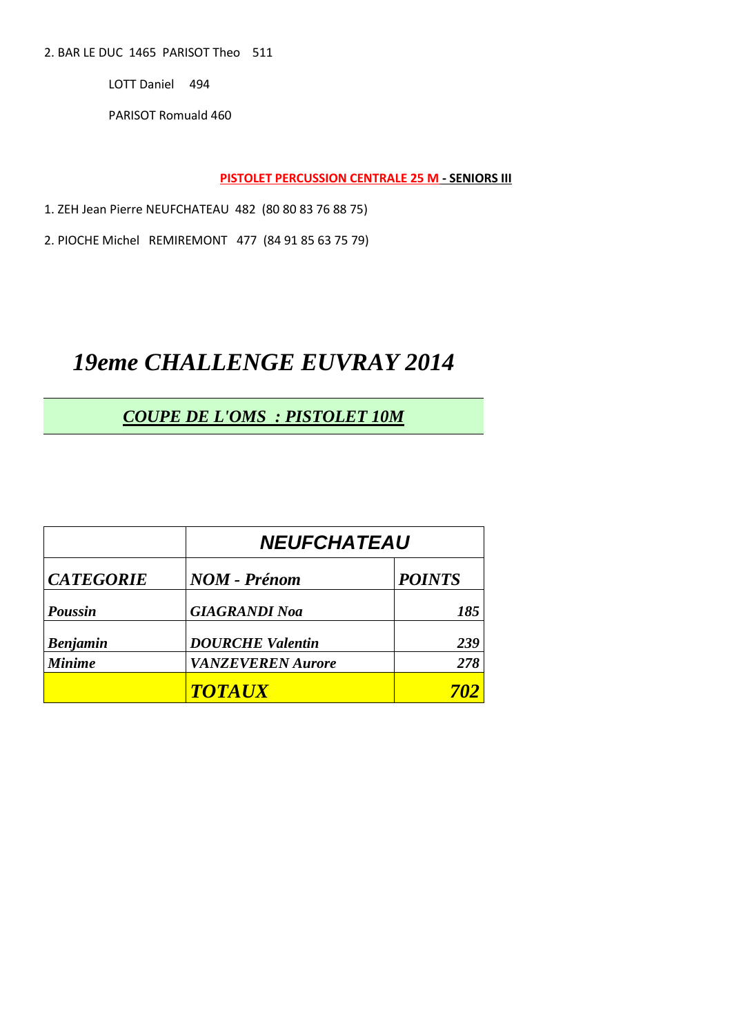2. BAR LE DUC 1465 PARISOT Theo 511

LOTT Daniel 494

PARISOT Romuald 460

**PISTOLET PERCUSSION CENTRALE 25 M - SENIORS III**

1. ZEH Jean Pierre NEUFCHATEAU 482 (80 80 83 76 88 75)

2. PIOCHE Michel REMIREMONT 477 (84 91 85 63 75 79)

# *19eme CHALLENGE EUVRAY 2014*

## ***COUPE DE L'OMS : PISTOLET 10M***

| | ***NEUFCHATEAU*** | |
|---|---|---|
| ***CATEGORIE*** | ***NOM - Prénom*** | ***POINTS*** |
| ***Poussin*** | ***GIAGRANDI Noa*** | ***185*** |
| ***Benjamin*** | ***DOURCHE Valentin*** | ***239*** |
| ***Minime*** | ***VANZEVEREN Aurore*** | ***278*** |
| | ***TOTAUX*** | ***702*** |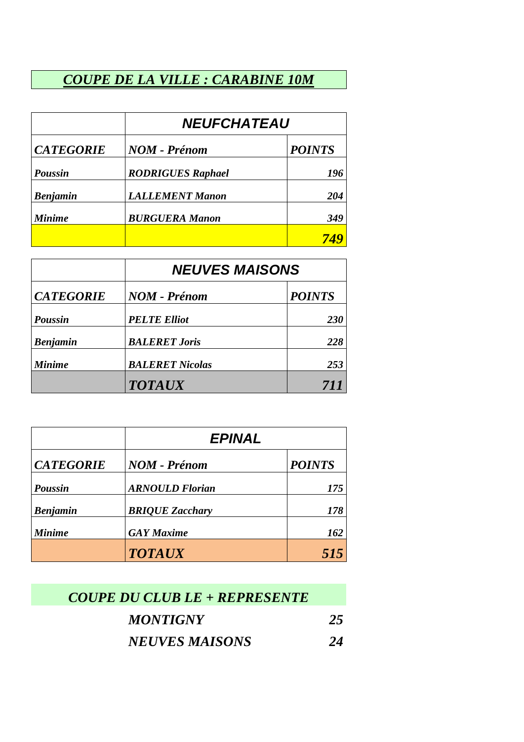# ***COUPE DE LA VILLE : CARABINE 10M***

| | ***NEUFCHATEAU*** | |
|---|---|---|
| ***CATEGORIE*** | ***NOM - Prénom*** | ***POINTS*** |
| ***Poussin*** | ***RODRIGUES Raphael*** | ***196*** |
| ***Benjamin*** | ***LALLEMENT Manon*** | ***204*** |
| ***Minime*** | ***BURGUERA Manon*** | ***349*** |
| | | ***749*** |

| | ***NEUVES MAISONS*** | |
|---|---|---|
| ***CATEGORIE*** | ***NOM - Prénom*** | ***POINTS*** |
| ***Poussin*** | ***PELTE Elliot*** | ***230*** |
| ***Benjamin*** | ***BALERET Joris*** | ***228*** |
| ***Minime*** | ***BALERET Nicolas*** | ***253*** |
| | ***TOTAUX*** | ***711*** |

| | ***EPINAL*** | |
|---|---|---|
| ***CATEGORIE*** | ***NOM - Prénom*** | ***POINTS*** |
| ***Poussin*** | ***ARNOULD Florian*** | ***175*** |
| ***Benjamin*** | ***BRIQUE Zacchary*** | ***178*** |
| ***Minime*** | ***GAY Maxime*** | ***162*** |
| | ***TOTAUX*** | ***515*** |

## ***COUPE DU CLUB LE + REPRESENTE***

| | |
|---|---|
| ***MONTIGNY*** | ***25*** |
| ***NEUVES MAISONS*** | ***24*** |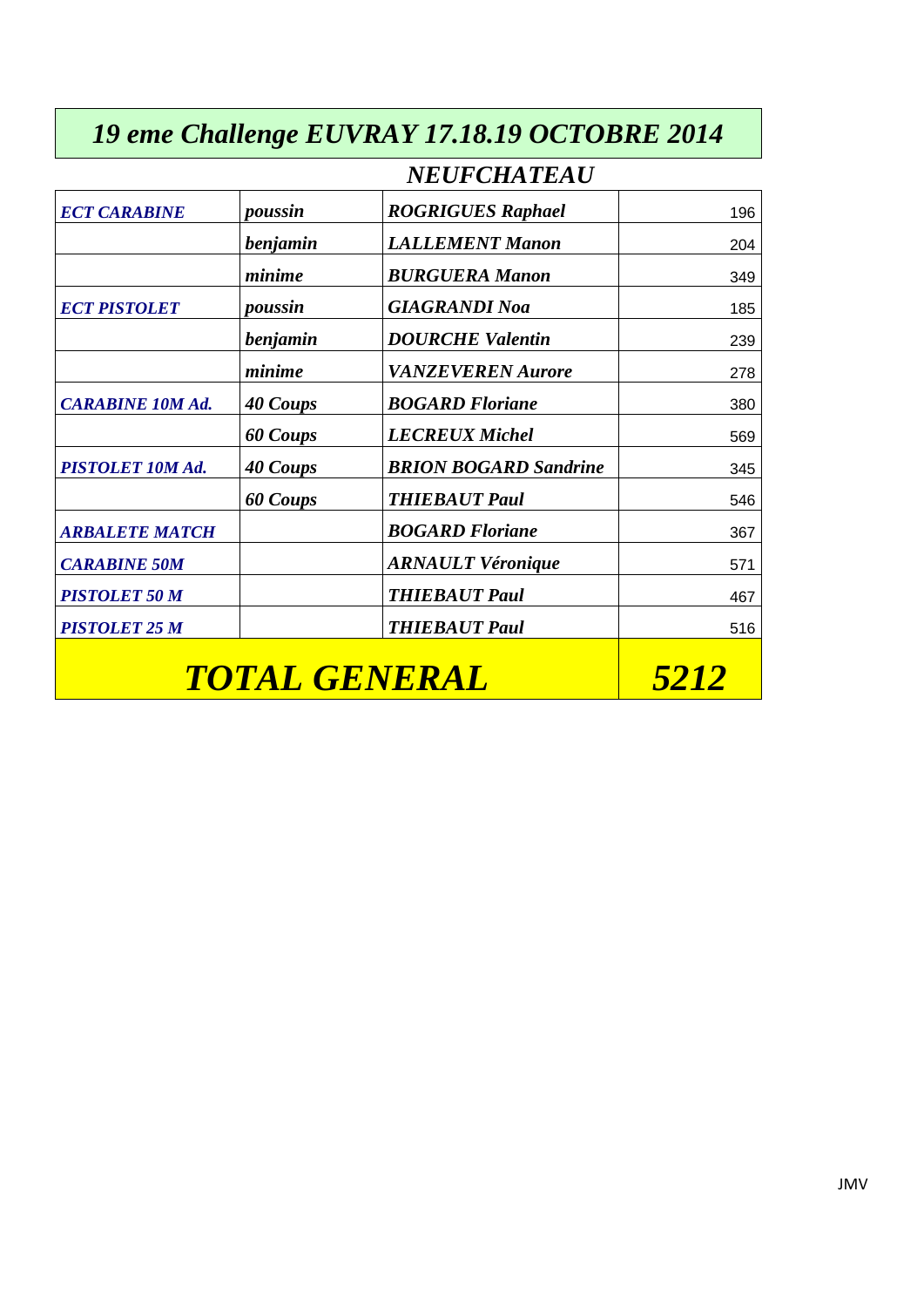# *19 eme Challenge EUVRAY 17.18.19 OCTOBRE 2014*

## *NEUFCHATEAU*

| | | | |
|---|---|---|---|
| ***ECT CARABINE*** | *poussin* | ***ROGRIGUES Raphael*** | 196 |
| | *benjamin* | ***LALLEMENT Manon*** | 204 |
| | *minime* | ***BURGUERA Manon*** | 349 |
| ***ECT PISTOLET*** | *poussin* | ***GIAGRANDI Noa*** | 185 |
| | *benjamin* | ***DOURCHE Valentin*** | 239 |
| | *minime* | ***VANZEVEREN Aurore*** | 278 |
| ***CARABINE 10M Ad.*** | *40 Coups* | ***BOGARD Floriane*** | 380 |
| | *60 Coups* | ***LECREUX Michel*** | 569 |
| ***PISTOLET 10M Ad.*** | *40 Coups* | ***BRION BOGARD Sandrine*** | 345 |
| | *60 Coups* | ***THIEBAUT Paul*** | 546 |
| ***ARBALETE MATCH*** | | ***BOGARD Floriane*** | 367 |
| ***CARABINE 50M*** | | ***ARNAULT Véronique*** | 571 |
| ***PISTOLET 50 M*** | | ***THIEBAUT Paul*** | 467 |
| ***PISTOLET 25 M*** | | ***THIEBAUT Paul*** | 516 |
| ***TOTAL GENERAL*** | | | ***5212*** |

JMV